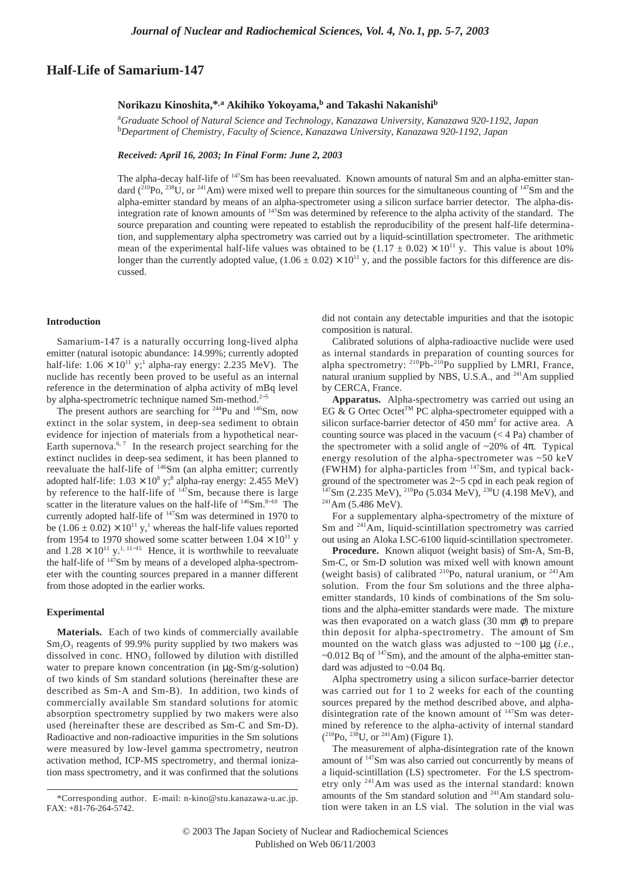# Half-Life of Samarium-147

**Norikazu Kinoshita,*[,a] Akihiko Yokoyama,[b] and Takashi Nakanishi[b]**

[a]*Graduate School of Natural Science and Technology, Kanazawa University, Kanazawa 920-1192, Japan*
[b]*Department of Chemistry, Faculty of Science, Kanazawa University, Kanazawa 920-1192, Japan*

***Received: April 16, 2003; In Final Form: June 2, 2003***

The alpha-decay half-life of $^{147}$Sm has been reevaluated. Known amounts of natural Sm and an alpha-emitter standard ($^{210}$Po, $^{238}$U, or $^{241}$Am) were mixed well to prepare thin sources for the simultaneous counting of $^{147}$Sm and the alpha-emitter standard by means of an alpha-spectrometer using a silicon surface barrier detector. The alpha-disintegration rate of known amounts of $^{147}$Sm was determined by reference to the alpha activity of the standard. The source preparation and counting were repeated to establish the reproducibility of the present half-life determination, and supplementary alpha spectrometry was carried out by a liquid-scintillation spectrometer. The arithmetic mean of the experimental half-life values was obtained to be $(1.17 \pm 0.02) \times 10^{11}$ y. This value is about 10% longer than the currently adopted value, $(1.06 \pm 0.02) \times 10^{11}$ y, and the possible factors for this difference are discussed.

## Introduction

Samarium-147 is a naturally occurring long-lived alpha emitter (natural isotopic abundance: 14.99%; currently adopted half-life: $1.06 \times 10^{11}$ y;[1] alpha-ray energy: 2.235 MeV). The nuclide has recently been proved to be useful as an internal reference in the determination of alpha activity of mBq level by alpha-spectrometric technique named Sm-method.[2–5]

The present authors are searching for $^{244}$Pu and $^{146}$Sm, now extinct in the solar system, in deep-sea sediment to obtain evidence for injection of materials from a hypothetical near-Earth supernova.[6, 7] In the research project searching for the extinct nuclides in deep-sea sediment, it has been planned to reevaluate the half-life of $^{146}$Sm (an alpha emitter; currently adopted half-life: $1.03 \times 10^{8}$ y;[8] alpha-ray energy: 2.455 MeV) by reference to the half-life of $^{147}$Sm, because there is large scatter in the literature values on the half-life of $^{146}$Sm.[8–10] The currently adopted half-life of $^{147}$Sm was determined in 1970 to be $(1.06 \pm 0.02) \times 10^{11}$ y,[1] whereas the half-life values reported from 1954 to 1970 showed some scatter between $1.04 \times 10^{11}$ y and $1.28 \times 10^{11}$ y.[1, 11–15] Hence, it is worthwhile to reevaluate the half-life of $^{147}$Sm by means of a developed alpha-spectrometer with the counting sources prepared in a manner different from those adopted in the earlier works.

## Experimental

**Materials.** Each of two kinds of commercially available $Sm_2O_3$ reagents of 99.9% purity supplied by two makers was dissolved in conc. $HNO_3$ followed by dilution with distilled water to prepare known concentration (in μg-Sm/g-solution) of two kinds of Sm standard solutions (hereinafter these are described as Sm-A and Sm-B). In addition, two kinds of commercially available Sm standard solutions for atomic absorption spectrometry supplied by two makers were also used (hereinafter these are described as Sm-C and Sm-D). Radioactive and non-radioactive impurities in the Sm solutions were measured by low-level gamma spectrometry, neutron activation method, ICP-MS spectrometry, and thermal ionization mass spectrometry, and it was confirmed that the solutions did not contain any detectable impurities and that the isotopic composition is natural.

Calibrated solutions of alpha-radioactive nuclide were used as internal standards in preparation of counting sources for alpha spectrometry: $^{210}$Pb-$^{210}$Po supplied by LMRI, France, natural uranium supplied by NBS, U.S.A., and $^{241}$Am supplied by CERCA, France.

**Apparatus.** Alpha-spectrometry was carried out using an EG & G Ortec Octet™ PC alpha-spectrometer equipped with a silicon surface-barrier detector of 450 mm$^2$ for active area. A counting source was placed in the vacuum (< 4 Pa) chamber of the spectrometer with a solid angle of ~20% of 4π. Typical energy resolution of the alpha-spectrometer was ~50 keV (FWHM) for alpha-particles from $^{147}$Sm, and typical background of the spectrometer was 2~5 cpd in each peak region of $^{147}$Sm (2.235 MeV), $^{210}$Po (5.034 MeV), $^{238}$U (4.198 MeV), and $^{241}$Am (5.486 MeV).

For a supplementary alpha-spectrometry of the mixture of Sm and $^{241}$Am, liquid-scintillation spectrometry was carried out using an Aloka LSC-6100 liquid-scintillation spectrometer.

**Procedure.** Known aliquot (weight basis) of Sm-A, Sm-B, Sm-C, or Sm-D solution was mixed well with known amount (weight basis) of calibrated $^{210}$Po, natural uranium, or $^{241}$Am solution. From the four Sm solutions and the three alpha-emitter standards, 10 kinds of combinations of the Sm solutions and the alpha-emitter standards were made. The mixture was then evaporated on a watch glass (30 mm φ) to prepare thin deposit for alpha-spectrometry. The amount of Sm mounted on the watch glass was adjusted to ~100 μg (*i.e.*, ~0.012 Bq of $^{147}$Sm), and the amount of the alpha-emitter standard was adjusted to ~0.04 Bq.

Alpha spectrometry using a silicon surface-barrier detector was carried out for 1 to 2 weeks for each of the counting sources prepared by the method described above, and alpha-disintegration rate of the known amount of $^{147}$Sm was determined by reference to the alpha-activity of internal standard ($^{210}$Po, $^{238}$U, or $^{241}$Am) (Figure 1).

The measurement of alpha-disintegration rate of the known amount of $^{147}$Sm was also carried out concurrently by means of a liquid-scintillation (LS) spectrometer. For the LS spectrometry only $^{241}$Am was used as the internal standard: known amounts of the Sm standard solution and $^{241}$Am standard solution were taken in an LS vial. The solution in the vial was

*Corresponding author. E-mail: n-kino@stu.kanazawa-u.ac.jp. FAX: +81-76-264-5742.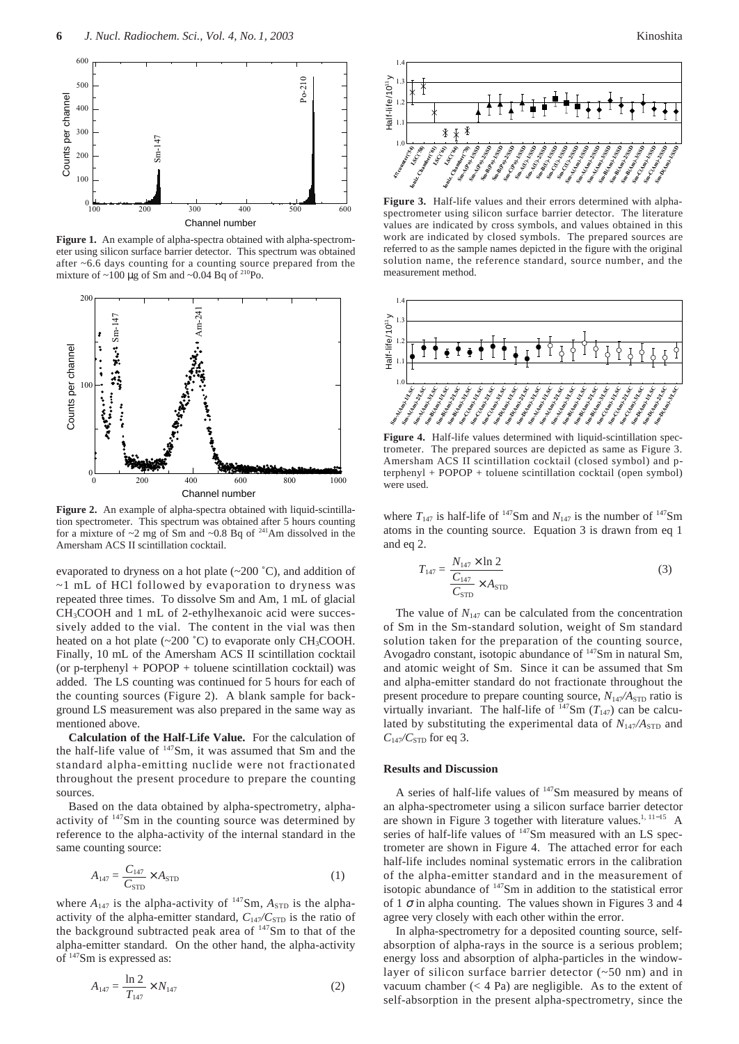**Figure 1.** An example of alpha-spectra obtained with alpha-spectrometer using silicon surface barrier detector. This spectrum was obtained after ~6.6 days counting for a counting source prepared from the mixture of ~100 μg of Sm and ~0.04 Bq of $^{210}$Po.

**Figure 2.** An example of alpha-spectra obtained with liquid-scintillation spectrometer. This spectrum was obtained after 5 hours counting for a mixture of ~2 mg of Sm and ~0.8 Bq of $^{241}$Am dissolved in the Amersham ACS II scintillation cocktail.

evaporated to dryness on a hot plate (~200 ˚C), and addition of ~1 mL of HCl followed by evaporation to dryness was repeated three times. To dissolve Sm and Am, 1 mL of glacial $CH_3COOH$ and 1 mL of 2-ethylhexanoic acid were successively added to the vial. The content in the vial was then heated on a hot plate (~200 ˚C) to evaporate only $CH_3COOH$. Finally, 10 mL of the Amersham ACS II scintillation cocktail (or p-terphenyl + POPOP + toluene scintillation cocktail) was added. The LS counting was continued for 5 hours for each of the counting sources (Figure 2). A blank sample for background LS measurement was also prepared in the same way as mentioned above.

**Calculation of the Half-Life Value.** For the calculation of the half-life value of $^{147}$Sm, it was assumed that Sm and the standard alpha-emitting nuclide were not fractionated throughout the present procedure to prepare the counting sources.

Based on the data obtained by alpha-spectrometry, alpha-activity of $^{147}$Sm in the counting source was determined by reference to the alpha-activity of the internal standard in the same counting source:

$$A_{147} = \frac{C_{147}}{C_{\mathrm{STD}}} \times A_{\mathrm{STD}} \tag{1}$$

where $A_{147}$ is the alpha-activity of $^{147}$Sm, $A_{\mathrm{STD}}$ is the alpha-activity of the alpha-emitter standard, $C_{147}/C_{\mathrm{STD}}$ is the ratio of the background subtracted peak area of $^{147}$Sm to that of the alpha-emitter standard. On the other hand, the alpha-activity of $^{147}$Sm is expressed as:

$$A_{147} = \frac{\ln 2}{T_{147}} \times N_{147} \tag{2}$$

**Figure 3.** Half-life values and their errors determined with alpha-spectrometer using silicon surface barrier detector. The literature values are indicated by cross symbols, and values obtained in this work are indicated by closed symbols. The prepared sources are referred to as the sample names depicted in the figure with the original solution name, the reference standard, source number, and the measurement method.

**Figure 4.** Half-life values determined with liquid-scintillation spectrometer. The prepared sources are depicted as same as Figure 3. Amersham ACS II scintillation cocktail (closed symbol) and p-terphenyl + POPOP + toluene scintillation cocktail (open symbol) were used.

where $T_{147}$ is half-life of $^{147}$Sm and $N_{147}$ is the number of $^{147}$Sm atoms in the counting source. Equation 3 is drawn from eq 1 and eq 2.

$$T_{147} = \frac{N_{147} \times \ln 2}{\dfrac{C_{147}}{C_{\mathrm{STD}}} \times A_{\mathrm{STD}}} \tag{3}$$

The value of $N_{147}$ can be calculated from the concentration of Sm in the Sm-standard solution, weight of Sm standard solution taken for the preparation of the counting source, Avogadro constant, isotopic abundance of $^{147}$Sm in natural Sm, and atomic weight of Sm. Since it can be assumed that Sm and alpha-emitter standard do not fractionate throughout the present procedure to prepare counting source, $N_{147}/A_{\mathrm{STD}}$ ratio is virtually invariant. The half-life of $^{147}$Sm ($T_{147}$) can be calculated by substituting the experimental data of $N_{147}/A_{\mathrm{STD}}$ and $C_{147}/C_{\mathrm{STD}}$ for eq 3.

## Results and Discussion

A series of half-life values of $^{147}$Sm measured by means of an alpha-spectrometer using a silicon surface barrier detector are shown in Figure 3 together with literature values.[1, 11–15] A series of half-life values of $^{147}$Sm measured with an LS spectrometer are shown in Figure 4. The attached error for each half-life includes nominal systematic errors in the calibration of the alpha-emitter standard and in the measurement of isotopic abundance of $^{147}$Sm in addition to the statistical error of 1 $\sigma$ in alpha counting. The values shown in Figures 3 and 4 agree very closely with each other within the error.

In alpha-spectrometry for a deposited counting source, self-absorption of alpha-rays in the source is a serious problem; energy loss and absorption of alpha-particles in the window-layer of silicon surface barrier detector (~50 nm) and in vacuum chamber (< 4 Pa) are negligible. As to the extent of self-absorption in the present alpha-spectrometry, since the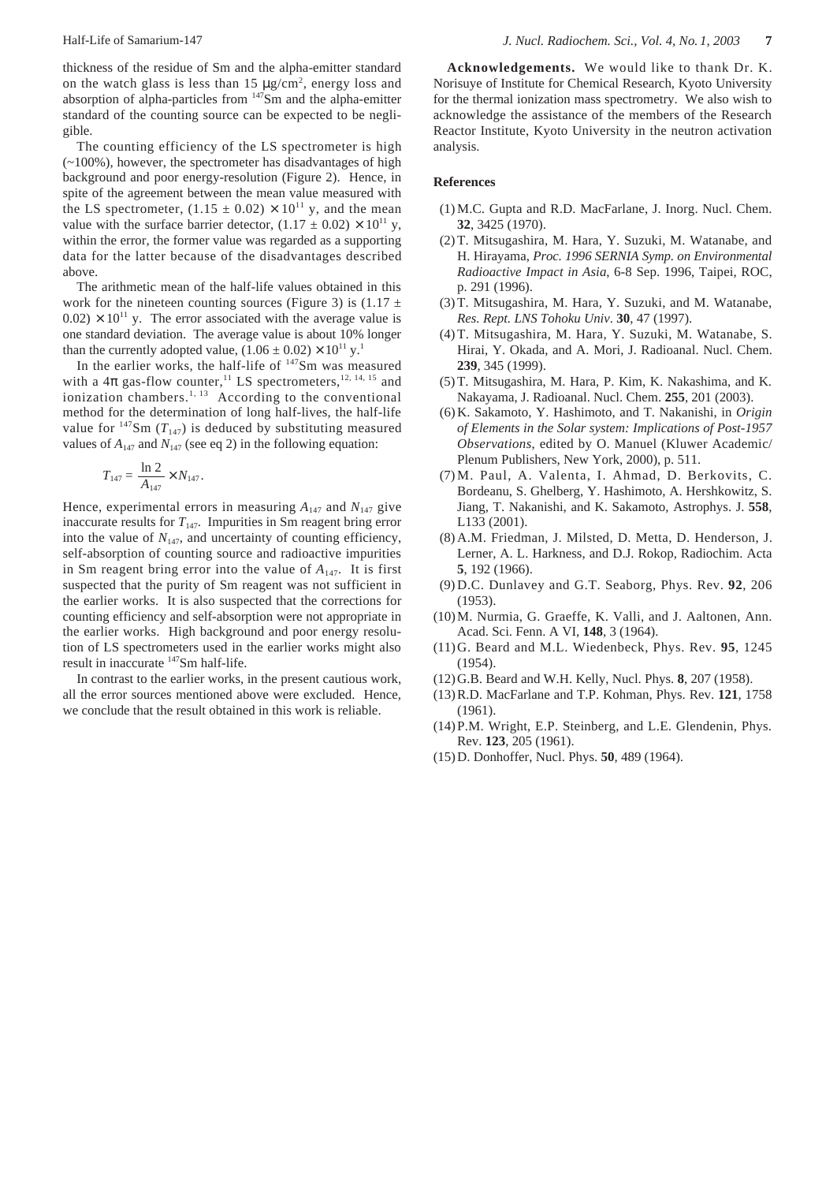thickness of the residue of Sm and the alpha-emitter standard on the watch glass is less than 15 μg/cm$^2$, energy loss and absorption of alpha-particles from $^{147}$Sm and the alpha-emitter standard of the counting source can be expected to be negligible.

The counting efficiency of the LS spectrometer is high (~100%), however, the spectrometer has disadvantages of high background and poor energy-resolution (Figure 2). Hence, in spite of the agreement between the mean value measured with the LS spectrometer, $(1.15 \pm 0.02) \times 10^{11}$ y, and the mean value with the surface barrier detector, $(1.17 \pm 0.02) \times 10^{11}$ y, within the error, the former value was regarded as a supporting data for the latter because of the disadvantages described above.

The arithmetic mean of the half-life values obtained in this work for the nineteen counting sources (Figure 3) is $(1.17 \pm 0.02) \times 10^{11}$ y. The error associated with the average value is one standard deviation. The average value is about 10% longer than the currently adopted value, $(1.06 \pm 0.02) \times 10^{11}$ y.[1]

In the earlier works, the half-life of $^{147}$Sm was measured with a 4π gas-flow counter,[11] LS spectrometers,[12, 14, 15] and ionization chambers.[1, 13] According to the conventional method for the determination of long half-lives, the half-life value for $^{147}$Sm ($T_{147}$) is deduced by substituting measured values of $A_{147}$ and $N_{147}$ (see eq 2) in the following equation:

$$T_{147} = \frac{\ln 2}{A_{147}} \times N_{147}.$$

Hence, experimental errors in measuring $A_{147}$ and $N_{147}$ give inaccurate results for $T_{147}$. Impurities in Sm reagent bring error into the value of $N_{147}$, and uncertainty of counting efficiency, self-absorption of counting source and radioactive impurities in Sm reagent bring error into the value of $A_{147}$. It is first suspected that the purity of Sm reagent was not sufficient in the earlier works. It is also suspected that the corrections for counting efficiency and self-absorption were not appropriate in the earlier works. High background and poor energy resolution of LS spectrometers used in the earlier works might also result in inaccurate $^{147}$Sm half-life.

In contrast to the earlier works, in the present cautious work, all the error sources mentioned above were excluded. Hence, we conclude that the result obtained in this work is reliable.

**Acknowledgements.** We would like to thank Dr. K. Norisuye of Institute for Chemical Research, Kyoto University for the thermal ionization mass spectrometry. We also wish to acknowledge the assistance of the members of the Research Reactor Institute, Kyoto University in the neutron activation analysis.

### References

(1) M.C. Gupta and R.D. MacFarlane, J. Inorg. Nucl. Chem. **32**, 3425 (1970).

(2) T. Mitsugashira, M. Hara, Y. Suzuki, M. Watanabe, and H. Hirayama, *Proc. 1996 SERNIA Symp. on Environmental Radioactive Impact in Asia*, 6-8 Sep. 1996, Taipei, ROC, p. 291 (1996).

(3) T. Mitsugashira, M. Hara, Y. Suzuki, and M. Watanabe, *Res. Rept. LNS Tohoku Univ*. **30**, 47 (1997).

(4) T. Mitsugashira, M. Hara, Y. Suzuki, M. Watanabe, S. Hirai, Y. Okada, and A. Mori, J. Radioanal. Nucl. Chem. **239**, 345 (1999).

(5) T. Mitsugashira, M. Hara, P. Kim, K. Nakashima, and K. Nakayama, J. Radioanal. Nucl. Chem. **255**, 201 (2003).

(6) K. Sakamoto, Y. Hashimoto, and T. Nakanishi, in *Origin of Elements in the Solar system: Implications of Post-1957 Observations,* edited by O. Manuel (Kluwer Academic/ Plenum Publishers, New York, 2000), p. 511.

(7) M. Paul, A. Valenta, I. Ahmad, D. Berkovits, C. Bordeanu, S. Ghelberg, Y. Hashimoto, A. Hershkowitz, S. Jiang, T. Nakanishi, and K. Sakamoto, Astrophys. J. **558**, L133 (2001).

(8) A.M. Friedman, J. Milsted, D. Metta, D. Henderson, J. Lerner, A. L. Harkness, and D.J. Rokop, Radiochim. Acta **5**, 192 (1966).

(9) D.C. Dunlavey and G.T. Seaborg, Phys. Rev. **92**, 206 (1953).

(10) M. Nurmia, G. Graeffe, K. Valli, and J. Aaltonen, Ann. Acad. Sci. Fenn. A VI, **148**, 3 (1964).

(11) G. Beard and M.L. Wiedenbeck, Phys. Rev. **95**, 1245 (1954).

(12) G.B. Beard and W.H. Kelly, Nucl. Phys. **8**, 207 (1958).

(13) R.D. MacFarlane and T.P. Kohman, Phys. Rev. **121**, 1758 (1961).

(14) P.M. Wright, E.P. Steinberg, and L.E. Glendenin, Phys. Rev. **123**, 205 (1961).

(15) D. Donhoffer, Nucl. Phys. **50**, 489 (1964).